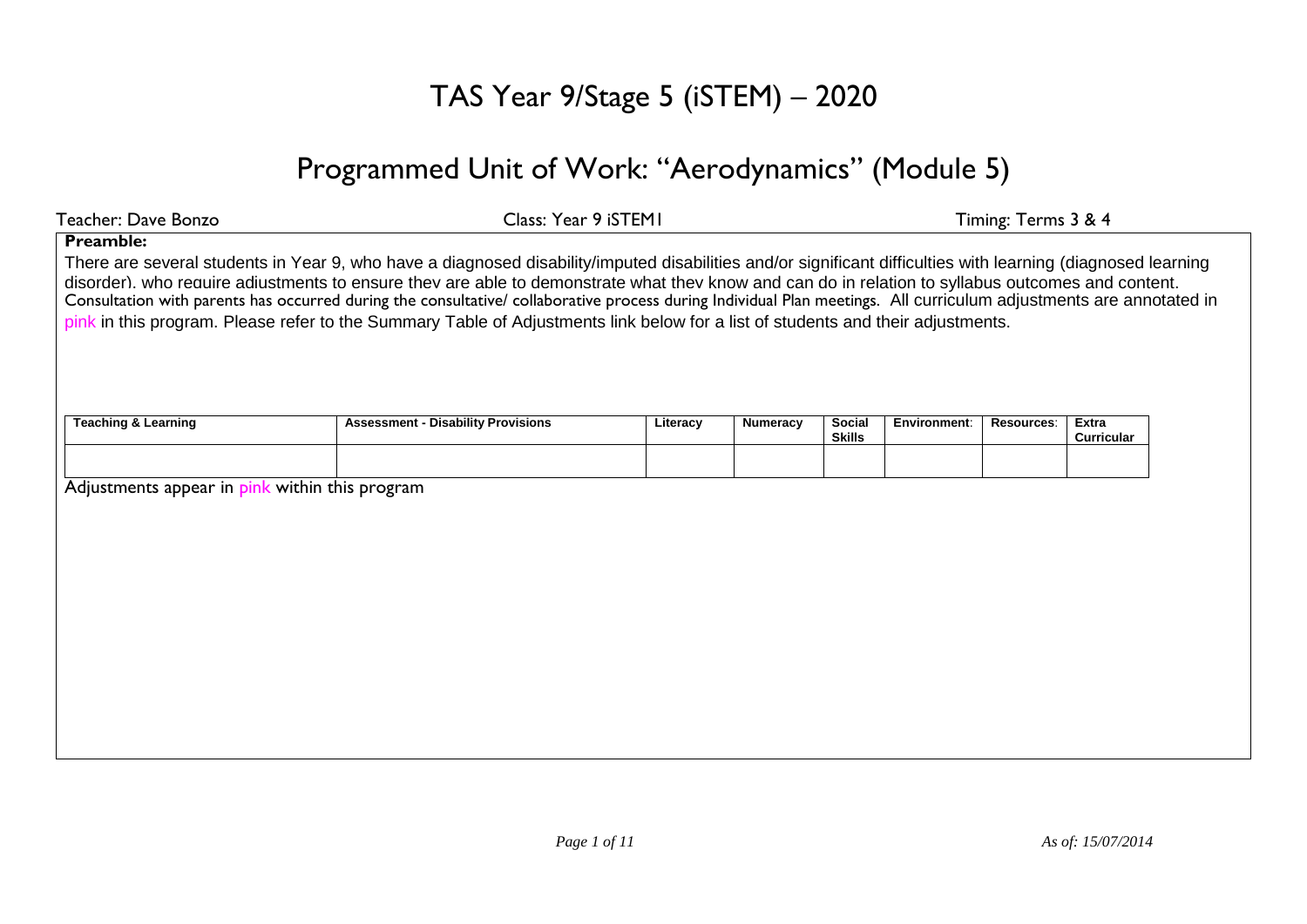# TAS Year 9/Stage 5 (iSTEM) – 2020

## Programmed Unit of Work: "Aerodynamics" (Module 5)

Teacher: Dave Bonzo    Class: Year 9 iSTEM1    Timing: Terms 3 & 4

**Preamble:**

There are several students in Year 9, who have a diagnosed disability/imputed disabilities and/or significant difficulties with learning (diagnosed learning disorder), who require adjustments to ensure they are able to demonstrate what they know and can do in relation to syllabus outcomes and content. Consultation with parents has occurred during the consultative/ collaborative process during Individual Plan meetings. All curriculum adjustments are annotated in pink in this program. Please refer to the Summary Table of Adjustments link below for a list of students and their adjustments.

| Teaching & Learning | Assessment - Disability Provisions | Literacy | Numeracy | Social Skills | Environment: | Resources: | Extra Curricular |
|---|---|---|---|---|---|---|---|
| | | | | | | | |

Adjustments appear in pink within this program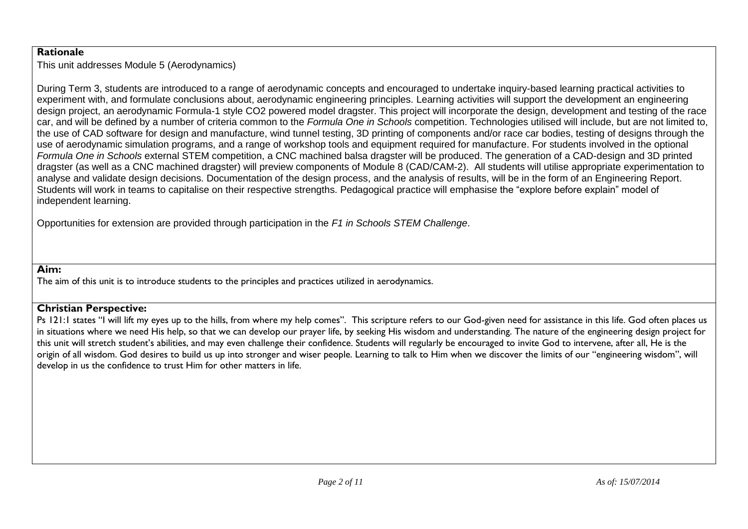**Rationale**

This unit addresses Module 5 (Aerodynamics)

During Term 3, students are introduced to a range of aerodynamic concepts and encouraged to undertake inquiry-based learning practical activities to experiment with, and formulate conclusions about, aerodynamic engineering principles. Learning activities will support the development an engineering design project, an aerodynamic Formula-1 style CO2 powered model dragster. This project will incorporate the design, development and testing of the race car, and will be defined by a number of criteria common to the *Formula One in Schools* competition. Technologies utilised will include, but are not limited to, the use of CAD software for design and manufacture, wind tunnel testing, 3D printing of components and/or race car bodies, testing of designs through the use of aerodynamic simulation programs, and a range of workshop tools and equipment required for manufacture. For students involved in the optional *Formula One in Schools* external STEM competition, a CNC machined balsa dragster will be produced. The generation of a CAD-design and 3D printed dragster (as well as a CNC machined dragster) will preview components of Module 8 (CAD/CAM-2). All students will utilise appropriate experimentation to analyse and validate design decisions. Documentation of the design process, and the analysis of results, will be in the form of an Engineering Report. Students will work in teams to capitalise on their respective strengths. Pedagogical practice will emphasise the "explore before explain" model of independent learning.

Opportunities for extension are provided through participation in the *F1 in Schools STEM Challenge*.

**Aim:**

The aim of this unit is to introduce students to the principles and practices utilized in aerodynamics.

**Christian Perspective:**

Ps 121:1 states "I will lift my eyes up to the hills, from where my help comes". This scripture refers to our God-given need for assistance in this life. God often places us in situations where we need His help, so that we can develop our prayer life, by seeking His wisdom and understanding. The nature of the engineering design project for this unit will stretch student's abilities, and may even challenge their confidence. Students will regularly be encouraged to invite God to intervene, after all, He is the origin of all wisdom. God desires to build us up into stronger and wiser people. Learning to talk to Him when we discover the limits of our "engineering wisdom", will develop in us the confidence to trust Him for other matters in life.

*As of: 15/07/2014*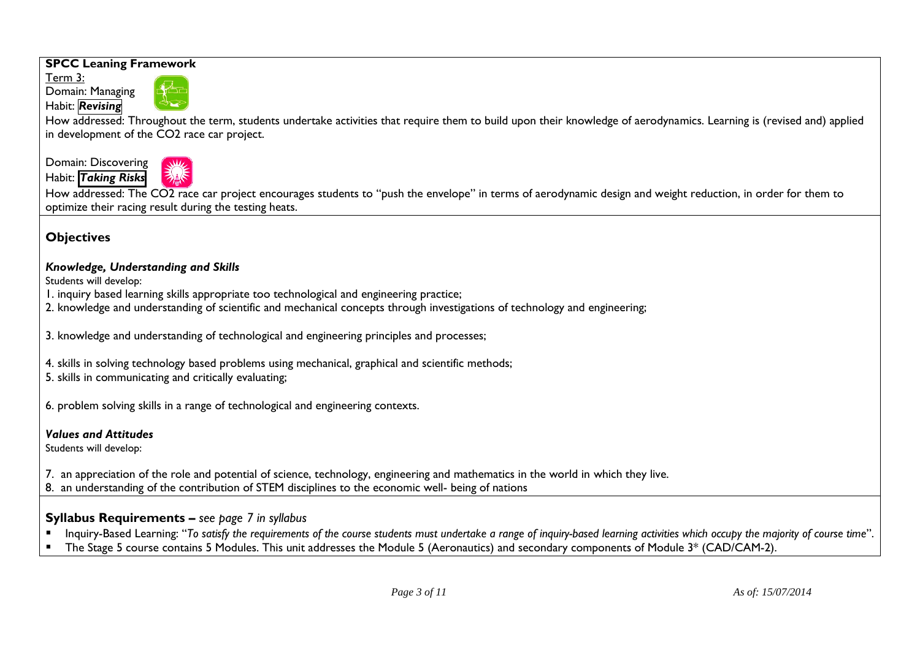**SPCC Leaning Framework**

Term 3:

Domain: Managing

Habit: ***Revising***

How addressed: Throughout the term, students undertake activities that require them to build upon their knowledge of aerodynamics. Learning is (revised and) applied in development of the $CO_2$ race car project.

Domain: Discovering

Habit: ***Taking Risks***

How addressed: The $CO_2$ race car project encourages students to "push the envelope" in terms of aerodynamic design and weight reduction, in order for them to optimize their racing result during the testing heats.

## Objectives

### *Knowledge, Understanding and Skills*

Students will develop:

1. inquiry based learning skills appropriate too technological and engineering practice;
2. knowledge and understanding of scientific and mechanical concepts through investigations of technology and engineering;
3. knowledge and understanding of technological and engineering principles and processes;
4. skills in solving technology based problems using mechanical, graphical and scientific methods;
5. skills in communicating and critically evaluating;
6. problem solving skills in a range of technological and engineering contexts.

### *Values and Attitudes*

Students will develop:

7. an appreciation of the role and potential of science, technology, engineering and mathematics in the world in which they live.
8. an understanding of the contribution of STEM disciplines to the economic well- being of nations

## Syllabus Requirements – *see page 7 in syllabus*

- Inquiry-Based Learning: "*To satisfy the requirements of the course students must undertake a range of inquiry-based learning activities which occupy the majority of course time*".
- The Stage 5 course contains 5 Modules. This unit addresses the Module 5 (Aeronautics) and secondary components of Module 3* (CAD/CAM-2).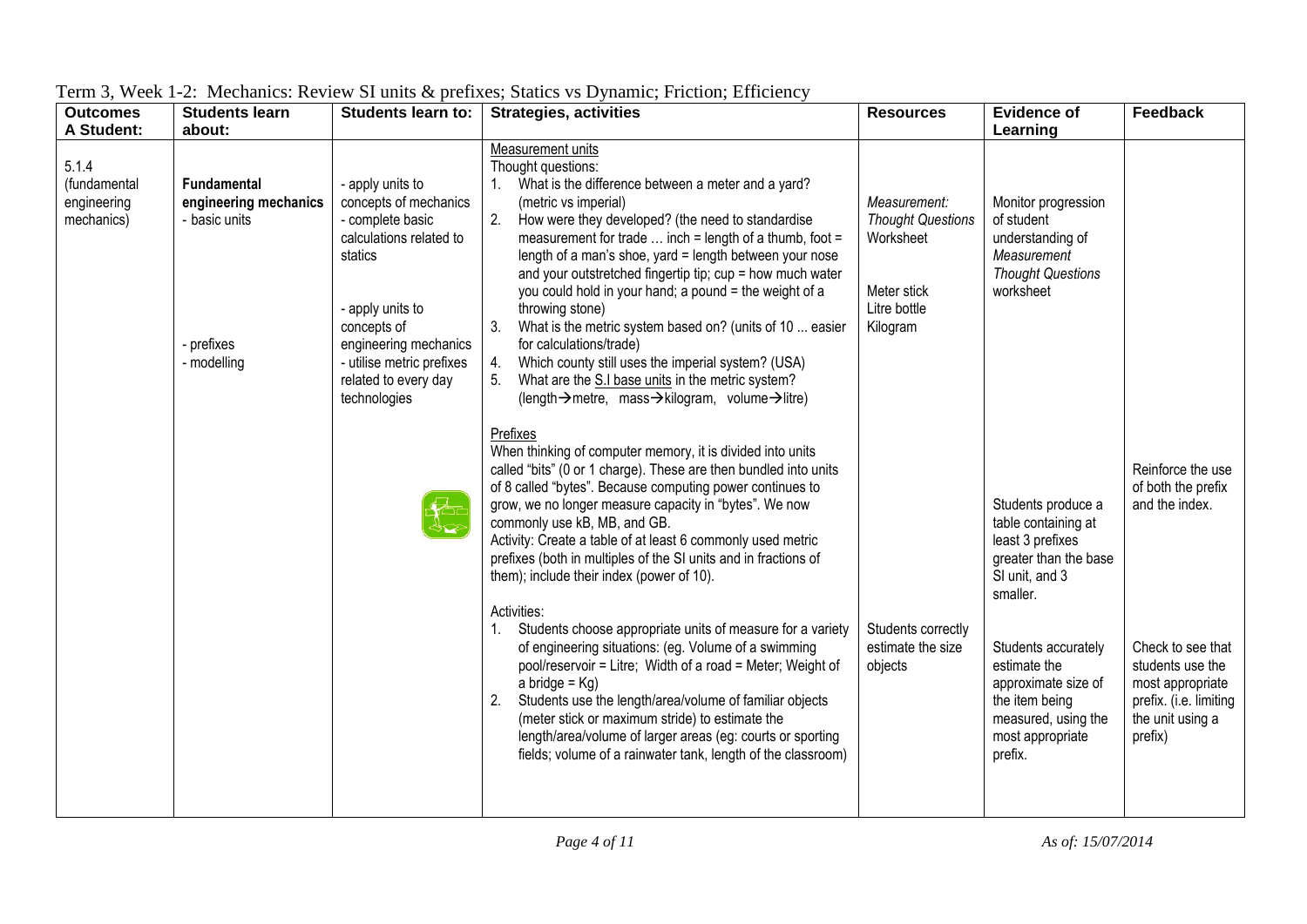Term 3, Week 1-2: Mechanics: Review SI units & prefixes; Statics vs Dynamic; Friction; Efficiency

| Outcomes A Student: | Students learn about: | Students learn to: | Strategies, activities | Resources | Evidence of Learning | Feedback |
|---|---|---|---|---|---|---|
| 5.1.4 (fundamental engineering mechanics) | **Fundamental engineering mechanics** - basic units<br><br>- prefixes<br>- modelling | - apply units to concepts of mechanics<br>- complete basic calculations related to statics<br><br>- apply units to concepts of engineering mechanics<br>- utilise metric prefixes related to every day technologies | Measurement units<br>Thought questions:<br>1. What is the difference between a meter and a yard? (metric vs imperial)<br>2. How were they developed? (the need to standardise measurement for trade … inch = length of a thumb, foot = length of a man's shoe, yard = length between your nose and your outstretched fingertip tip; cup = how much water you could hold in your hand; a pound = the weight of a throwing stone)<br>3. What is the metric system based on? (units of 10 ... easier for calculations/trade)<br>4. Which county still uses the imperial system? (USA)<br>5. What are the S.I base units in the metric system? (length→metre, mass→kilogram, volume→litre) | *Measurement: Thought Questions* Worksheet<br><br>Meter stick<br>Litre bottle<br>Kilogram | Monitor progression of student understanding of *Measurement Thought Questions* worksheet | |
| | | | Prefixes<br>When thinking of computer memory, it is divided into units called "bits" (0 or 1 charge). These are then bundled into units of 8 called "bytes". Because computing power continues to grow, we no longer measure capacity in "bytes". We now commonly use kB, MB, and GB.<br>Activity: Create a table of at least 6 commonly used metric prefixes (both in multiples of the SI units and in fractions of them); include their index (power of 10). | | Students produce a table containing at least 3 prefixes greater than the base SI unit, and 3 smaller. | Reinforce the use of both the prefix and the index. |
| | | | Activities:<br>1. Students choose appropriate units of measure for a variety of engineering situations: (eg. Volume of a swimming pool/reservoir = Litre; Width of a road = Meter; Weight of a bridge = Kg)<br>2. Students use the length/area/volume of familiar objects (meter stick or maximum stride) to estimate the length/area/volume of larger areas (eg: courts or sporting fields; volume of a rainwater tank, length of the classroom) | Students correctly estimate the size objects | Students accurately estimate the approximate size of the item being measured, using the most appropriate prefix. | Check to see that students use the most appropriate prefix. (i.e. limiting the unit using a prefix) |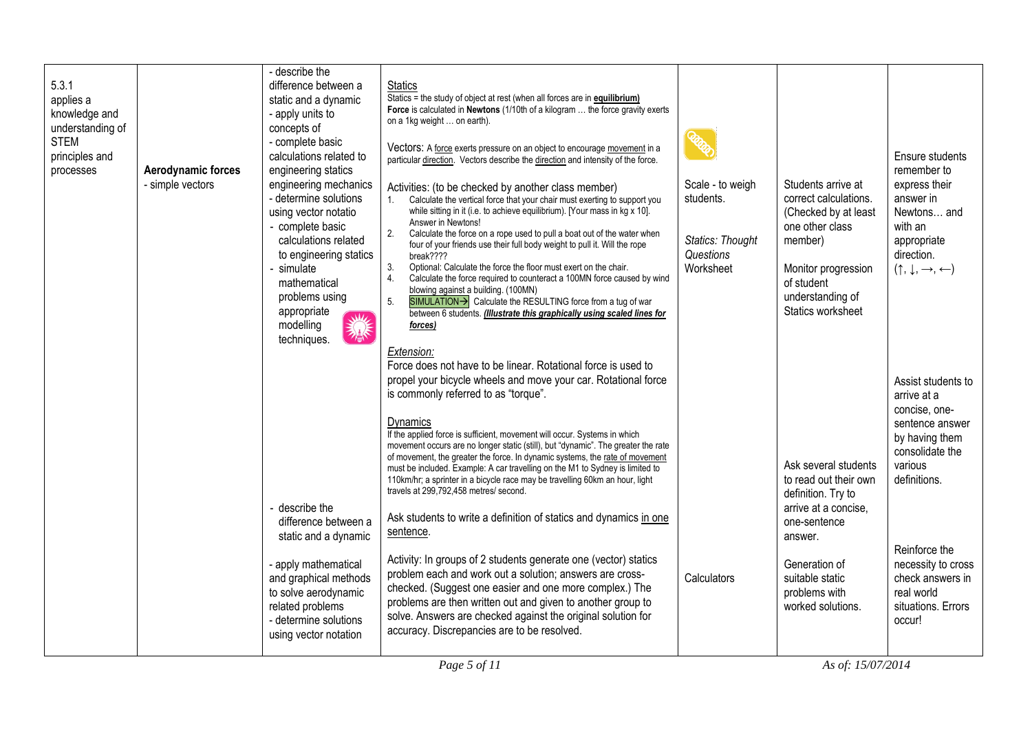| | | | | | | |
|---|---|---|---|---|---|---|
| 5.3.1 applies a knowledge and understanding of STEM principles and processes | **Aerodynamic forces** - simple vectors | - describe the difference between a static and a dynamic<br>- apply units to concepts of<br>- complete basic calculations related to engineering statics engineering mechanics<br>- determine solutions using vector notatio<br>- complete basic calculations related to engineering statics<br>- simulate mathematical problems using appropriate modelling techniques. | Statics<br>Statics = the study of object at rest (when all forces are in **equilibrium)**<br>**Force** is calculated in **Newtons** (1/10th of a kilogram … the force gravity exerts on a 1kg weight … on earth).<br><br>Vectors: A force exerts pressure on an object to encourage movement in a particular direction. Vectors describe the direction and intensity of the force.<br><br>Activities: (to be checked by another class member)<br>1. Calculate the vertical force that your chair must exerting to support you while sitting in it (i.e. to achieve equilibrium). [Your mass in kg x 10]. Answer in Newtons!<br>2. Calculate the force on a rope used to pull a boat out of the water when four of your friends use their full body weight to pull it. Will the rope break????<br>3. Optional: Calculate the force the floor must exert on the chair.<br>4. Calculate the force required to counteract a 100MN force caused by wind blowing against a building. (100MN)<br>5. SIMULATION→ Calculate the RESULTING force from a tug of war between 6 students. ***Illustrate this graphically using scaled lines for forces)***<br><br>*Extension:*<br>Force does not have to be linear. Rotational force is used to propel your bicycle wheels and move your car. Rotational force is commonly referred to as "torque". | Scale - to weigh students.<br><br>*Statics: Thought Questions* Worksheet | Students arrive at correct calculations. (Checked by at least one other class member)<br><br>Monitor progression of student understanding of Statics worksheet | Ensure students remember to express their answer in Newtons… and with an appropriate direction. (↑, ↓, →, ←) |
| | | - describe the difference between a static and a dynamic | Dynamics<br>If the applied force is sufficient, movement will occur. Systems in which movement occurs are no longer static (still), but "dynamic". The greater the rate of movement, the greater the force. In dynamic systems, the rate of movement must be included. Example: A car travelling on the M1 to Sydney is limited to 110km/hr; a sprinter in a bicycle race may be travelling 60km an hour, light travels at 299,792,458 metres/ second.<br><br>Ask students to write a definition of statics and dynamics in one sentence. | | Ask several students to read out their own definition. Try to arrive at a concise, one-sentence answer. | Assist students to arrive at a concise, one-sentence answer by having them consolidate the various definitions. |
| | | - apply mathematical and graphical methods to solve aerodynamic related problems<br>- determine solutions using vector notation | Activity: In groups of 2 students generate one (vector) statics problem each and work out a solution; answers are cross-checked. (Suggest one easier and one more complex.) The problems are then written out and given to another group to solve. Answers are checked against the original solution for accuracy. Discrepancies are to be resolved. | Calculators | Generation of suitable static problems with worked solutions. | Reinforce the necessity to cross check answers in real world situations. Errors occur! |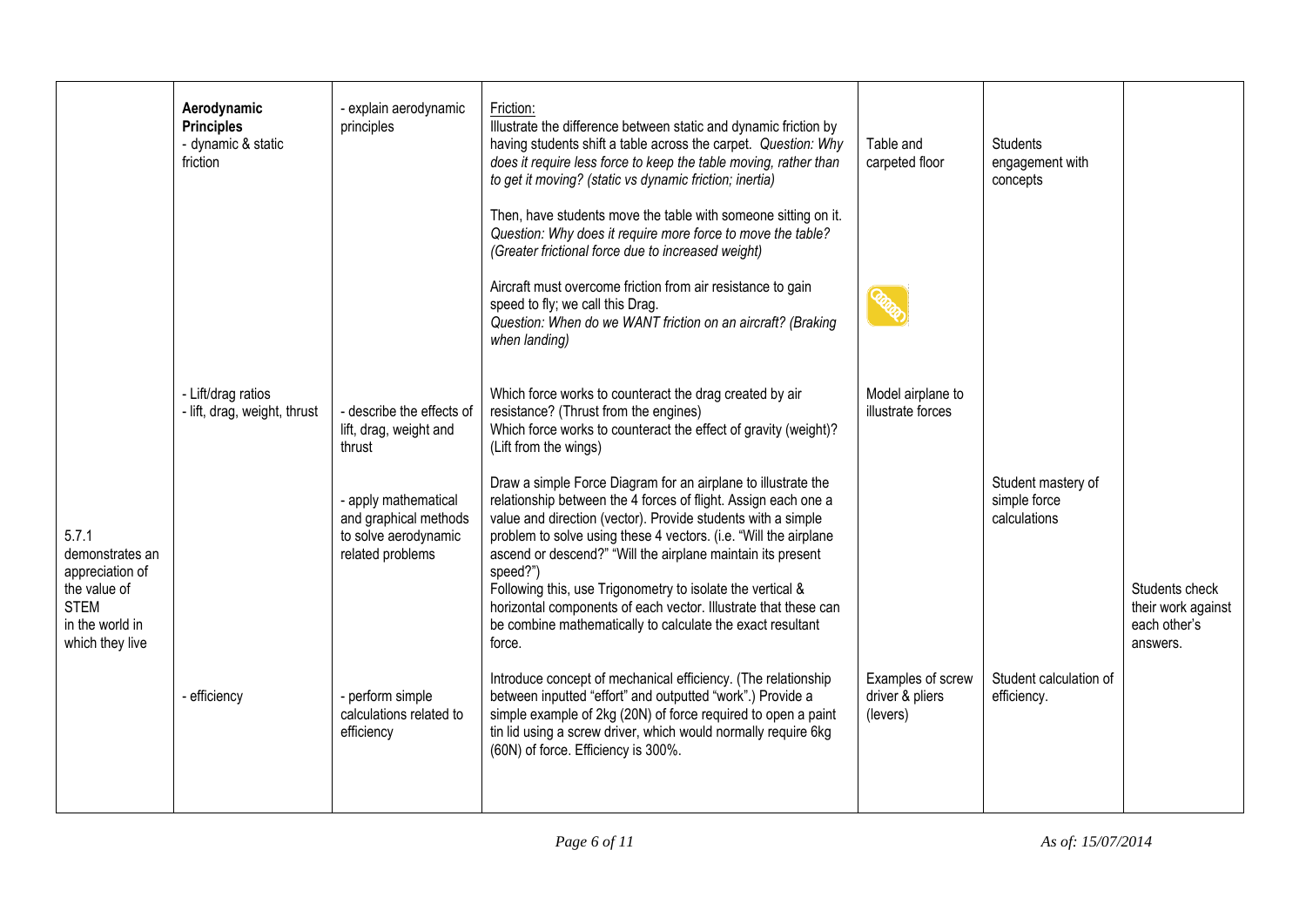| | | | | | | |
|---|---|---|---|---|---|---|
| | **Aerodynamic Principles**<br>- dynamic & static friction | - explain aerodynamic principles | Friction:<br>Illustrate the difference between static and dynamic friction by having students shift a table across the carpet. *Question: Why does it require less force to keep the table moving, rather than to get it moving? (static vs dynamic friction; inertia)*<br><br>Then, have students move the table with someone sitting on it. *Question: Why does it require more force to move the table? (Greater frictional force due to increased weight)*<br><br>Aircraft must overcome friction from air resistance to gain speed to fly; we call this Drag.<br>*Question: When do we WANT friction on an aircraft? (Braking when landing)* | Table and carpeted floor | Students engagement with concepts | |
| 5.7.1 demonstrates an appreciation of the value of STEM in the world in which they live | - Lift/drag ratios<br>- lift, drag, weight, thrust | - describe the effects of lift, drag, weight and thrust<br><br>- apply mathematical and graphical methods to solve aerodynamic related problems | Which force works to counteract the drag created by air resistance? (Thrust from the engines)<br>Which force works to counteract the effect of gravity (weight)? (Lift from the wings)<br><br>Draw a simple Force Diagram for an airplane to illustrate the relationship between the 4 forces of flight. Assign each one a value and direction (vector). Provide students with a simple problem to solve using these 4 vectors. (i.e. "Will the airplane ascend or descend?" "Will the airplane maintain its present speed?")<br>Following this, use Trigonometry to isolate the vertical & horizontal components of each vector. Illustrate that these can be combine mathematically to calculate the exact resultant force. | Model airplane to illustrate forces | Student mastery of simple force calculations | Students check their work against each other's answers. |
| | - efficiency | - perform simple calculations related to efficiency | Introduce concept of mechanical efficiency. (The relationship between inputted "effort" and outputted "work".) Provide a simple example of 2kg (20N) of force required to open a paint tin lid using a screw driver, which would normally require 6kg (60N) of force. Efficiency is 300%. | Examples of screw driver & pliers (levers) | Student calculation of efficiency. | |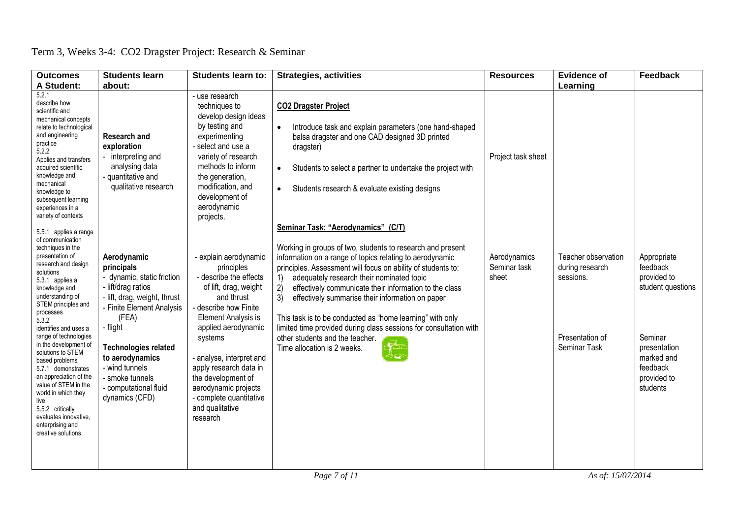# Term 3, Weeks 3-4: CO2 Dragster Project: Research & Seminar

| Outcomes A Student: | Students learn about: | Students learn to: | Strategies, activities | Resources | Evidence of Learning | Feedback |
|---|---|---|---|---|---|---|
| 5.2.1 describe how scientific and mechanical concepts relate to technological and engineering practice<br>5.2.2 Applies and transfers acquired scientific knowledge and mechanical knowledge to subsequent learning experiences in a variety of contexts<br><br>5.5.1 applies a range of communication techniques in the presentation of research and design solutions<br>5.3.1 applies a knowledge and understanding of STEM principles and processes<br>5.3.2 identifies and uses a range of technologies in the development of solutions to STEM based problems<br>5.7.1 demonstrates an appreciation of the value of STEM in the world in which they live<br>5.5.2 critically evaluates innovative, enterprising and creative solutions | **Research and exploration**<br>- interpreting and analysing data<br>- quantitative and qualitative research<br><br>**Aerodynamic principals**<br>- dynamic, static friction<br>- lift/drag ratios<br>- lift, drag, weight, thrust<br>- Finite Element Analysis (FEA)<br>- flight<br><br>**Technologies related to aerodynamics**<br>- wind tunnels<br>- smoke tunnels<br>- computational fluid dynamics (CFD) | - use research techniques to develop design ideas by testing and experimenting<br>- select and use a variety of research methods to inform the generation, modification, and development of aerodynamic projects.<br><br>- explain aerodynamic principles<br>- describe the effects of lift, drag, weight and thrust<br>- describe how Finite Element Analysis is applied aerodynamic systems<br><br>- analyse, interpret and apply research data in the development of aerodynamic projects<br>- complete quantitative and qualitative research | **CO2 Dragster Project**<br><br>• Introduce task and explain parameters (one hand-shaped balsa dragster and one CAD designed 3D printed dragster)<br>• Students to select a partner to undertake the project with<br>• Students research & evaluate existing designs<br><br>**Seminar Task: "Aerodynamics" (C/T)**<br><br>Working in groups of two, students to research and present information on a range of topics relating to aerodynamic principles. Assessment will focus on ability of students to:<br>1) adequately research their nominated topic<br>2) effectively communicate their information to the class<br>3) effectively summarise their information on paper<br><br>This task is to be conducted as "home learning" with only limited time provided during class sessions for consultation with other students and the teacher.<br>Time allocation is 2 weeks. | Project task sheet<br><br>Aerodynamics Seminar task sheet | Teacher observation during research sessions.<br><br>Presentation of Seminar Task | Appropriate feedback provided to student questions<br><br>Seminar presentation marked and feedback provided to students |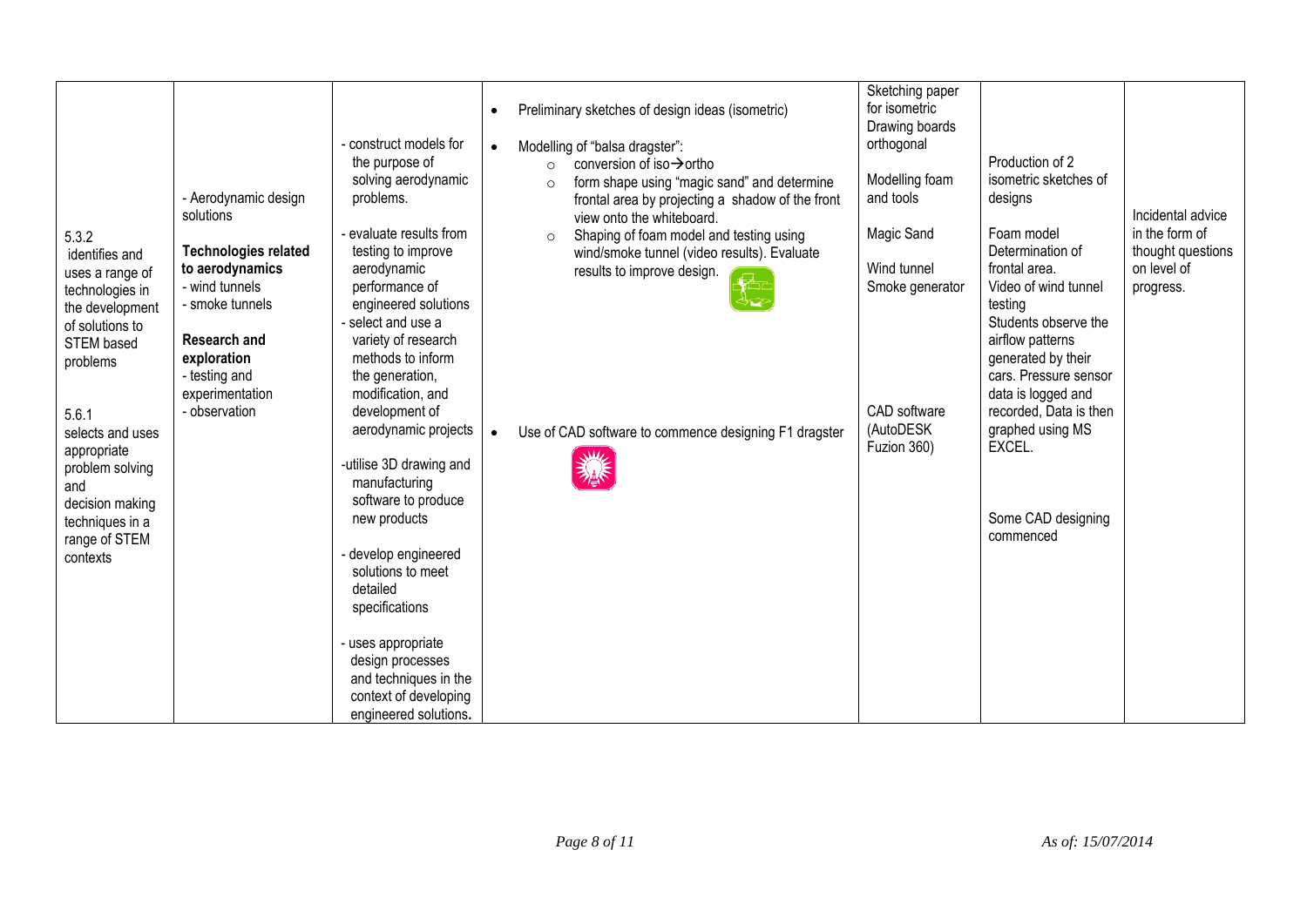| | | | | | | |
|---|---|---|---|---|---|---|
| 5.3.2 identifies and uses a range of technologies in the development of solutions to STEM based problems<br><br>5.6.1 selects and uses appropriate problem solving and decision making techniques in a range of STEM contexts | - Aerodynamic design solutions<br><br>**Technologies related to aerodynamics**<br>- wind tunnels<br>- smoke tunnels<br><br>**Research and exploration**<br>- testing and experimentation<br>- observation | - construct models for the purpose of solving aerodynamic problems.<br>- evaluate results from testing to improve aerodynamic performance of engineered solutions<br>- select and use a variety of research methods to inform the generation, modification, and development of aerodynamic projects<br><br>-utilise 3D drawing and manufacturing software to produce new products<br><br>- develop engineered solutions to meet detailed specifications<br><br>- uses appropriate design processes and techniques in the context of developing engineered solutions. | • Preliminary sketches of design ideas (isometric)<br><br>• Modelling of "balsa dragster":<br>  ○ conversion of iso→ortho<br>  ○ form shape using "magic sand" and determine frontal area by projecting a shadow of the front view onto the whiteboard.<br>  ○ Shaping of foam model and testing using wind/smoke tunnel (video results). Evaluate results to improve design.<br><br>• Use of CAD software to commence designing F1 dragster | Sketching paper for isometric<br>Drawing boards orthogonal<br><br>Modelling foam and tools<br><br>Magic Sand<br><br>Wind tunnel<br>Smoke generator<br><br>CAD software (AutoDESK Fuzion 360) | Production of 2 isometric sketches of designs<br><br>Foam model<br>Determination of frontal area.<br>Video of wind tunnel testing<br>Students observe the airflow patterns generated by their cars. Pressure sensor data is logged and recorded, Data is then graphed using MS EXCEL.<br><br>Some CAD designing commenced | Incidental advice in the form of thought questions on level of progress. |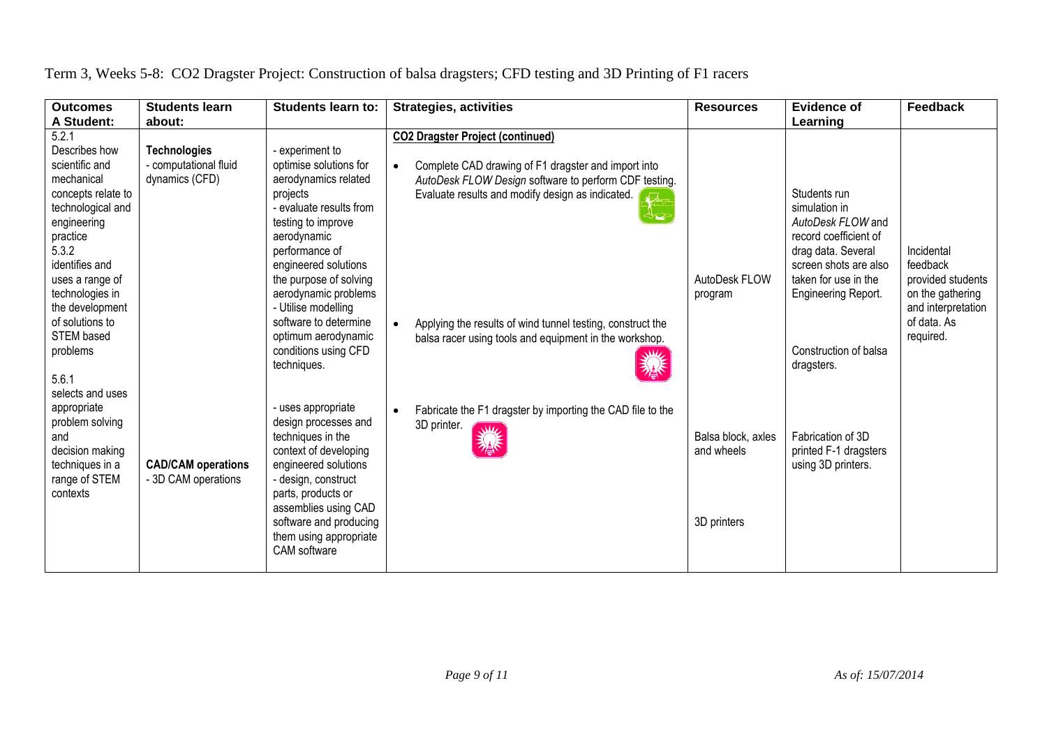Term 3, Weeks 5-8: CO2 Dragster Project: Construction of balsa dragsters; CFD testing and 3D Printing of F1 racers

| Outcomes A Student: | Students learn about: | Students learn to: | Strategies, activities | Resources | Evidence of Learning | Feedback |
|---|---|---|---|---|---|---|
| 5.2.1 Describes how scientific and mechanical concepts relate to technological and engineering practice<br>5.3.2 identifies and uses a range of technologies in the development of solutions to STEM based problems<br><br>5.6.1 selects and uses appropriate problem solving and decision making techniques in a range of STEM contexts | **Technologies**<br>- computational fluid dynamics (CFD)<br><br>**CAD/CAM operations**<br>- 3D CAM operations | - experiment to optimise solutions for aerodynamics related projects<br>- evaluate results from testing to improve aerodynamic performance of engineered solutions the purpose of solving aerodynamic problems<br>- Utilise modelling software to determine optimum aerodynamic conditions using CFD techniques.<br><br>- uses appropriate design processes and techniques in the context of developing engineered solutions<br>- design, construct parts, products or assemblies using CAD software and producing them using appropriate CAM software | **CO2 Dragster Project (continued)**<br>• Complete CAD drawing of F1 dragster and import into *AutoDesk FLOW Design* software to perform CDF testing. Evaluate results and modify design as indicated.<br>• Applying the results of wind tunnel testing, construct the balsa racer using tools and equipment in the workshop.<br>• Fabricate the F1 dragster by importing the CAD file to the 3D printer. | AutoDesk FLOW program<br><br>Balsa block, axles and wheels<br><br>3D printers | Students run simulation in *AutoDesk FLOW* and record coefficient of drag data. Several screen shots are also taken for use in the Engineering Report.<br><br>Construction of balsa dragsters.<br><br>Fabrication of 3D printed F-1 dragsters using 3D printers. | Incidental feedback provided students on the gathering and interpretation of data. As required. |

*As of: 15/07/2014*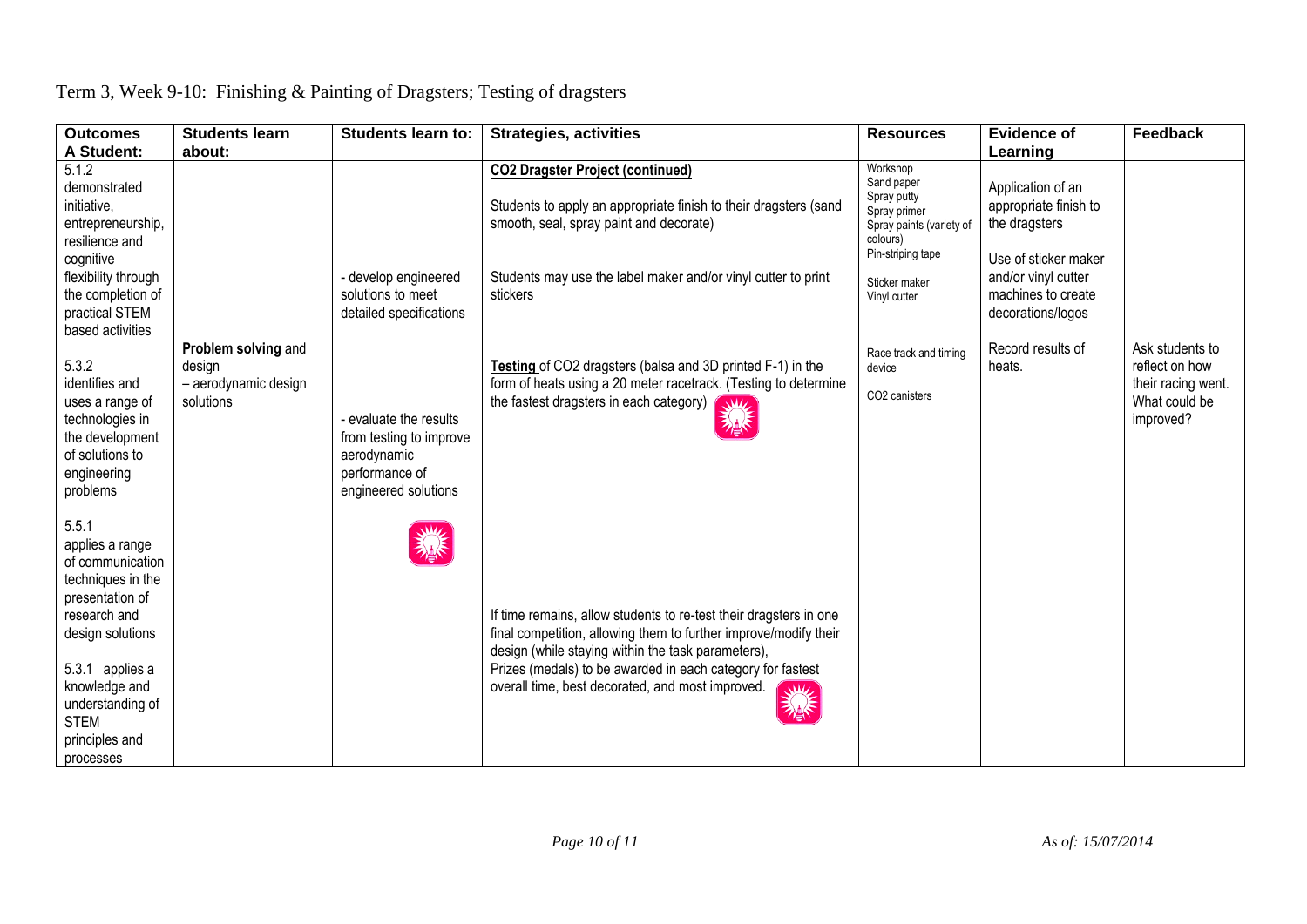Term 3, Week 9-10: Finishing & Painting of Dragsters; Testing of dragsters

| Outcomes A Student: | Students learn about: | Students learn to: | Strategies, activities | Resources | Evidence of Learning | Feedback |
|---|---|---|---|---|---|---|
| 5.1.2 demonstrated initiative, entrepreneurship, resilience and cognitive flexibility through the completion of practical STEM based activities<br><br>5.3.2 identifies and uses a range of technologies in the development of solutions to engineering problems<br><br>5.5.1 applies a range of communication techniques in the presentation of research and design solutions<br><br>5.3.1 applies a knowledge and understanding of STEM principles and processes | **Problem solving** and design<br>– aerodynamic design solutions | - develop engineered solutions to meet detailed specifications<br><br>- evaluate the results from testing to improve aerodynamic performance of engineered solutions | **CO2 Dragster Project (continued)**<br><br>Students to apply an appropriate finish to their dragsters (sand smooth, seal, spray paint and decorate)<br><br>Students may use the label maker and/or vinyl cutter to print stickers<br><br>**Testing** of CO2 dragsters (balsa and 3D printed F-1) in the form of heats using a 20 meter racetrack. (Testing to determine the fastest dragsters in each category)<br><br>If time remains, allow students to re-test their dragsters in one final competition, allowing them to further improve/modify their design (while staying within the task parameters),<br>Prizes (medals) to be awarded in each category for fastest overall time, best decorated, and most improved. | Workshop<br>Sand paper<br>Spray putty<br>Spray primer<br>Spray paints (variety of colours)<br>Pin-striping tape<br><br>Sticker maker<br>Vinyl cutter<br><br>Race track and timing device<br><br>CO2 canisters | Application of an appropriate finish to the dragsters<br><br>Use of sticker maker and/or vinyl cutter machines to create decorations/logos<br><br>Record results of heats. | Ask students to reflect on how their racing went. What could be improved? |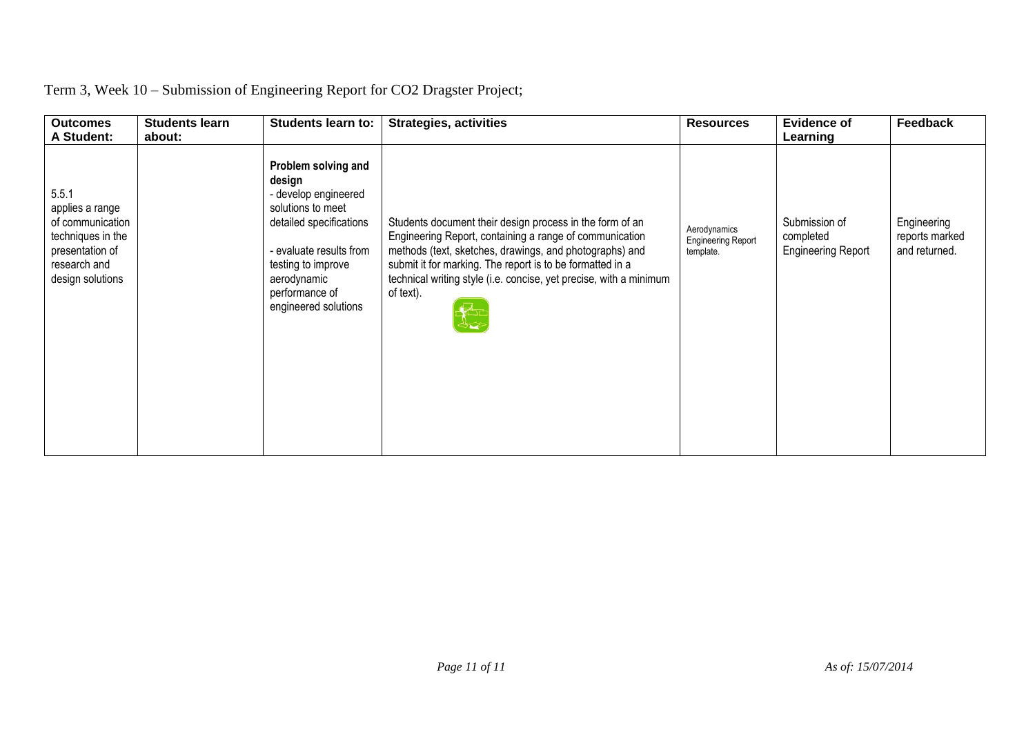Term 3, Week 10 – Submission of Engineering Report for $CO_2$ Dragster Project;

| Outcomes A Student: | Students learn about: | Students learn to: | Strategies, activities | Resources | Evidence of Learning | Feedback |
| --- | --- | --- | --- | --- | --- | --- |
| 5.5.1 applies a range of communication techniques in the presentation of research and design solutions | | **Problem solving and design** - develop engineered solutions to meet detailed specifications - evaluate results from testing to improve aerodynamic performance of engineered solutions | Students document their design process in the form of an Engineering Report, containing a range of communication methods (text, sketches, drawings, and photographs) and submit it for marking. The report is to be formatted in a technical writing style (i.e. concise, yet precise, with a minimum of text). | Aerodynamics Engineering Report template. | Submission of completed Engineering Report | Engineering reports marked and returned. |

*As of: 15/07/2014*